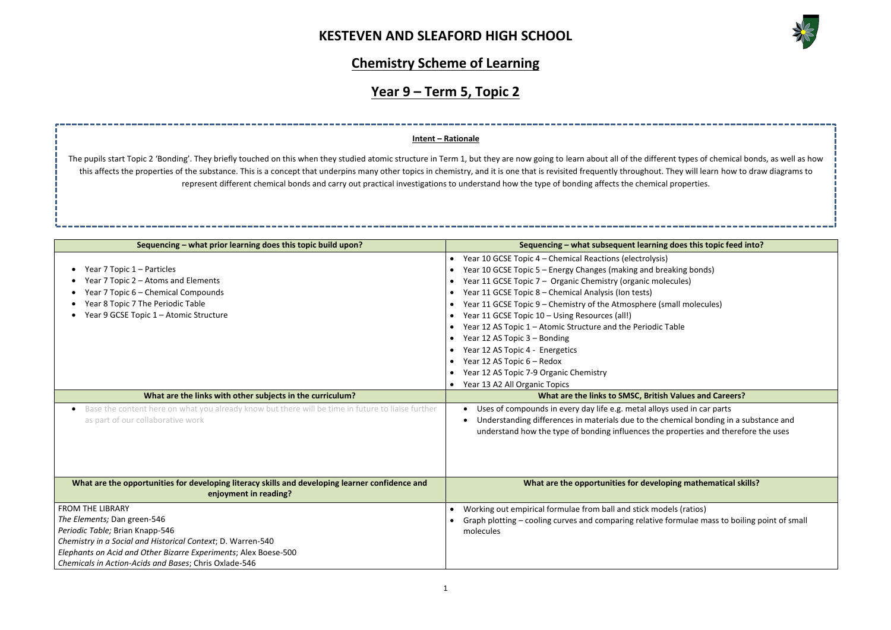# KESTEVEN AND SLEAFORD HIGH SCHOOL

## Chemistry Scheme of Learning

## Year 9 – Term 5, Topic 2

**Intent – Rationale**

The pupils start Topic 2 'Bonding'. They briefly touched on this when they studied atomic structure in Term 1, but they are now going to learn about all of the different types of chemical bonds, as well as how this affects the properties of the substance. This is a concept that underpins many other topics in chemistry, and it is one that is revisited frequently throughout. They will learn how to draw diagrams to represent different chemical bonds and carry out practical investigations to understand how the type of bonding affects the chemical properties.

| Sequencing – what prior learning does this topic build upon? | Sequencing – what subsequent learning does this topic feed into? |
|---|---|
| • Year 7 Topic 1 – Particles<br>• Year 7 Topic 2 – Atoms and Elements<br>• Year 7 Topic 6 – Chemical Compounds<br>• Year 8 Topic 7 The Periodic Table<br>• Year 9 GCSE Topic 1 – Atomic Structure | • Year 10 GCSE Topic 4 – Chemical Reactions (electrolysis)<br>• Year 10 GCSE Topic 5 – Energy Changes (making and breaking bonds)<br>• Year 11 GCSE Topic 7 – Organic Chemistry (organic molecules)<br>• Year 11 GCSE Topic 8 – Chemical Analysis (Ion tests)<br>• Year 11 GCSE Topic 9 – Chemistry of the Atmosphere (small molecules)<br>• Year 11 GCSE Topic 10 – Using Resources (all!)<br>• Year 12 AS Topic 1 – Atomic Structure and the Periodic Table<br>• Year 12 AS Topic 3 – Bonding<br>• Year 12 AS Topic 4 - Energetics<br>• Year 12 AS Topic 6 – Redox<br>• Year 12 AS Topic 7-9 Organic Chemistry<br>• Year 13 A2 All Organic Topics |
| **What are the links with other subjects in the curriculum?** | **What are the links to SMSC, British Values and Careers?** |
| • Base the content here on what you already know but there will be time in future to liaise further as part of our collaborative work | • Uses of compounds in every day life e.g. metal alloys used in car parts<br>• Understanding differences in materials due to the chemical bonding in a substance and understand how the type of bonding influences the properties and therefore the uses |
| **What are the opportunities for developing literacy skills and developing learner confidence and enjoyment in reading?** | **What are the opportunities for developing mathematical skills?** |
| FROM THE LIBRARY<br>*The Elements;* Dan green-546<br>*Periodic Table;* Brian Knapp-546<br>*Chemistry in a Social and Historical Context*; D. Warren-540<br>*Elephants on Acid and Other Bizarre Experiments*; Alex Boese-500<br>*Chemicals in Action-Acids and Bases*; Chris Oxlade-546 | • Working out empirical formulae from ball and stick models (ratios)<br>• Graph plotting – cooling curves and comparing relative formulae mass to boiling point of small molecules |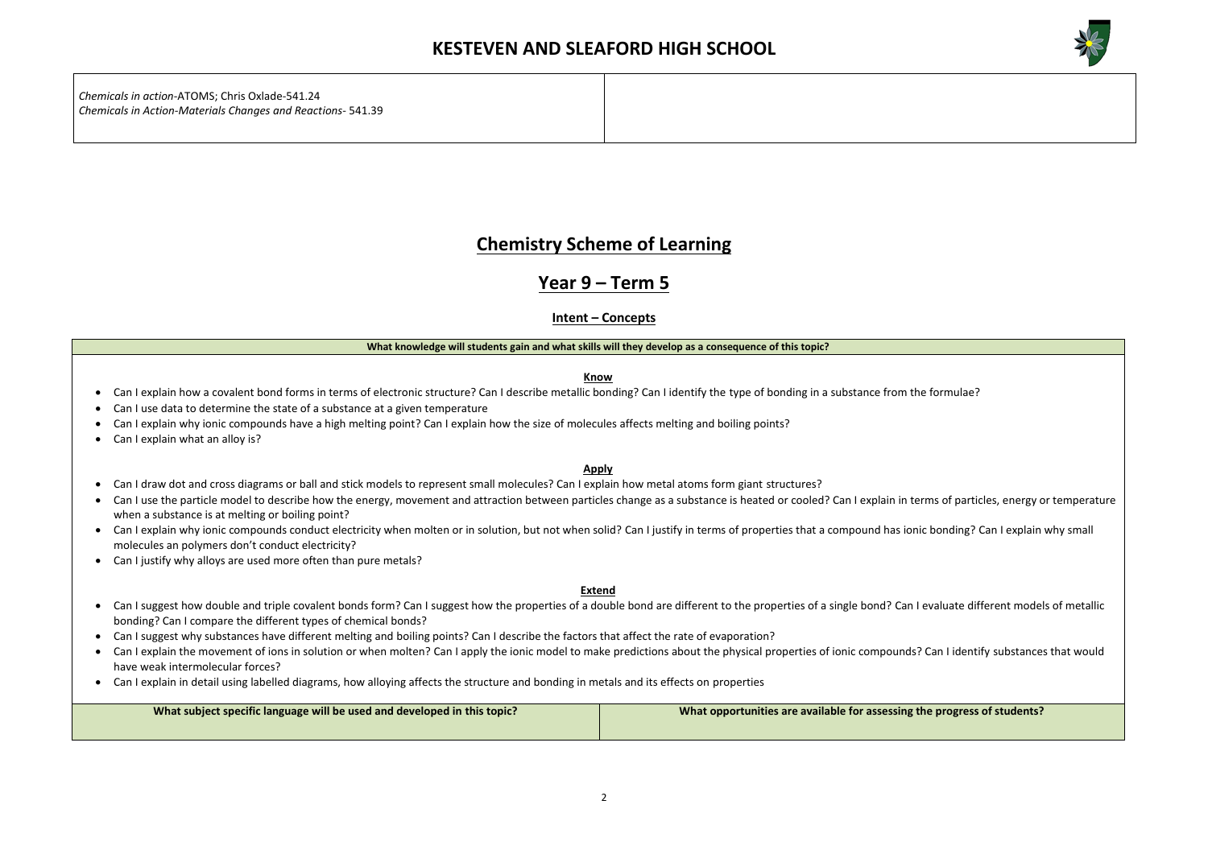| *Chemicals in action*-ATOMS; Chris Oxlade-541.24<br>*Chemicals in Action-Materials Changes and Reactions*- 541.39 | |
|---|---|

# Chemistry Scheme of Learning

## Year 9 – Term 5

### Intent – Concepts

| What knowledge will students gain and what skills will they develop as a consequence of this topic? |
|---|
| **Know**<br>• Can I explain how a covalent bond forms in terms of electronic structure? Can I describe metallic bonding? Can I identify the type of bonding in a substance from the formulae?<br>• Can I use data to determine the state of a substance at a given temperature<br>• Can I explain why ionic compounds have a high melting point? Can I explain how the size of molecules affects melting and boiling points?<br>• Can I explain what an alloy is?<br><br>**Apply**<br>• Can I draw dot and cross diagrams or ball and stick models to represent small molecules? Can I explain how metal atoms form giant structures?<br>• Can I use the particle model to describe how the energy, movement and attraction between particles change as a substance is heated or cooled? Can I explain in terms of particles, energy or temperature when a substance is at melting or boiling point?<br>• Can I explain why ionic compounds conduct electricity when molten or in solution, but not when solid? Can I justify in terms of properties that a compound has ionic bonding? Can I explain why small molecules an polymers don't conduct electricity?<br>• Can I justify why alloys are used more often than pure metals?<br><br>**Extend**<br>• Can I suggest how double and triple covalent bonds form? Can I suggest how the properties of a double bond are different to the properties of a single bond? Can I evaluate different models of metallic bonding? Can I compare the different types of chemical bonds?<br>• Can I suggest why substances have different melting and boiling points? Can I describe the factors that affect the rate of evaporation?<br>• Can I explain the movement of ions in solution or when molten? Can I apply the ionic model to make predictions about the physical properties of ionic compounds? Can I identify substances that would have weak intermolecular forces?<br>• Can I explain in detail using labelled diagrams, how alloying affects the structure and bonding in metals and its effects on properties |

| What subject specific language will be used and developed in this topic? | What opportunities are available for assessing the progress of students? |
|---|---|
| | |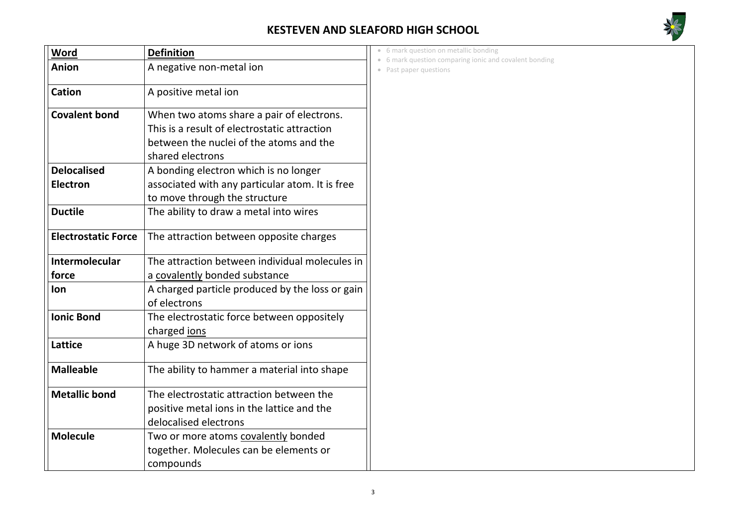# KESTEVEN AND SLEAFORD HIGH SCHOOL

| Word | Definition |
|---|---|
| **Anion** | A negative non-metal ion |
| **Cation** | A positive metal ion |
| **Covalent bond** | When two atoms share a pair of electrons. This is a result of electrostatic attraction between the nuclei of the atoms and the shared electrons |
| **Delocalised Electron** | A bonding electron which is no longer associated with any particular atom. It is free to move through the structure |
| **Ductile** | The ability to draw a metal into wires |
| **Electrostatic Force** | The attraction between opposite charges |
| **Intermolecular force** | The attraction between individual molecules in a covalently bonded substance |
| **Ion** | A charged particle produced by the loss or gain of electrons |
| **Ionic Bond** | The electrostatic force between oppositely charged ions |
| **Lattice** | A huge 3D network of atoms or ions |
| **Malleable** | The ability to hammer a material into shape |
| **Metallic bond** | The electrostatic attraction between the positive metal ions in the lattice and the delocalised electrons |
| **Molecule** | Two or more atoms covalently bonded together. Molecules can be elements or compounds |

- 6 mark question on metallic bonding
- 6 mark question comparing ionic and covalent bonding
- Past paper questions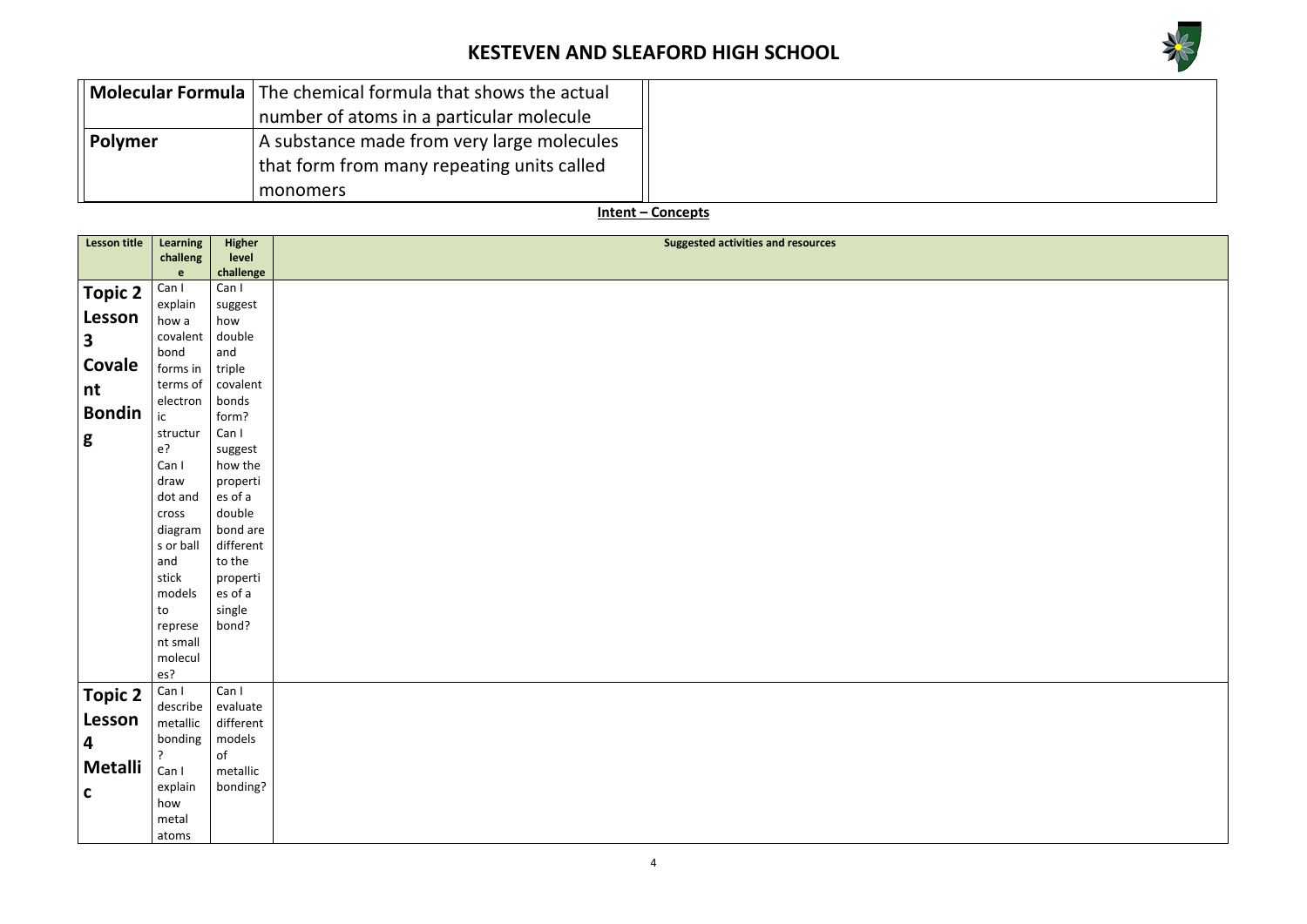| | | |
|---|---|---|
| **Molecular Formula** | The chemical formula that shows the actual number of atoms in a particular molecule | |
| **Polymer** | A substance made from very large molecules that form from many repeating units called monomers | |

**Intent – Concepts**

| Lesson title | Learning challenge | Higher level challenge | Suggested activities and resources |
|---|---|---|---|
| **Topic 2 Lesson 3 Covalent Bonding** | Can I explain how a covalent bond forms in terms of electronic structure? Can I draw dot and cross diagrams or ball and stick models to represent small molecules? | Can I suggest how double and triple covalent bonds form? Can I suggest how the properties of a double bond are different to the properties of a single bond? | |
| **Topic 2 Lesson 4 Metallic** | Can I describe metallic bonding? Can I explain how metal atoms | Can I evaluate different models of metallic bonding? | |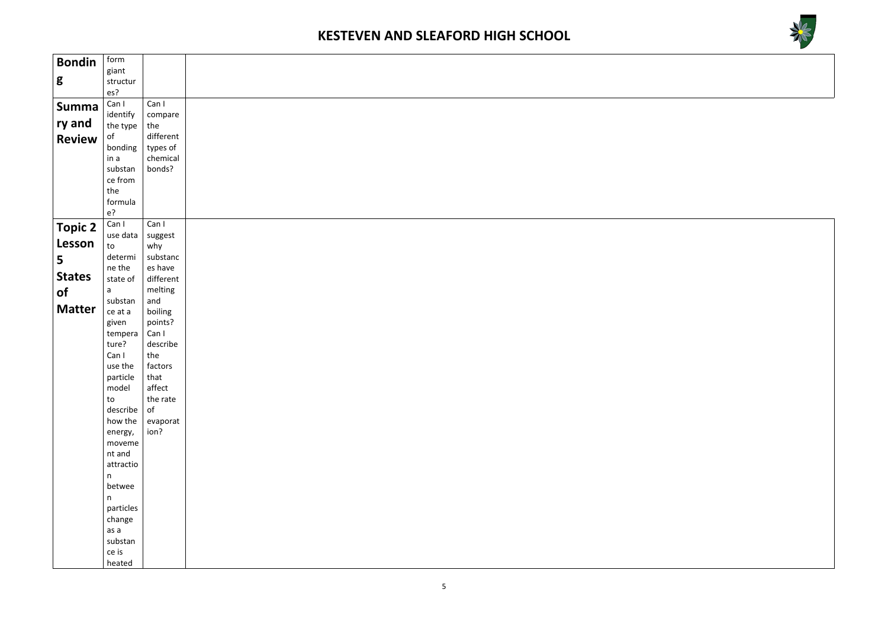| Bonding | form giant structures? | | |
|---|---|---|---|
| **Summary and Review** | Can I identify the type of bonding in a substance from the formulae? | Can I compare the different types of chemical bonds? | |
| **Topic 2 Lesson 5 States of Matter** | Can I use data to determine the state of a substance at a given temperature? Can I use the particle model to describe how the energy, movement and attraction between particles change as a substance is heated | Can I suggest why substances have different melting and boiling points? Can I describe the factors that affect the rate of evaporation? | |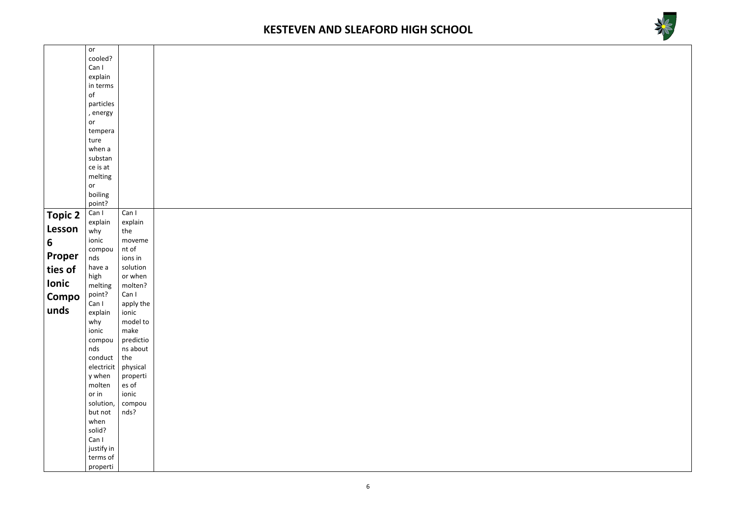| | | | |
|---|---|---|---|
| | or cooled? Can I explain in terms of particles, energy or temperature when a substance is at melting or boiling point? | | |
| **Topic 2 Lesson 6 Properties of Ionic Compounds** | Can I explain why ionic compounds have a high melting point? Can I explain why ionic compounds conduct electricity when molten or in solution, but not when solid? Can I justify in terms of properti | Can I explain the movement of ions in solution or when molten? Can I apply the ionic model to make predictions about the physical properties of ionic compounds? | |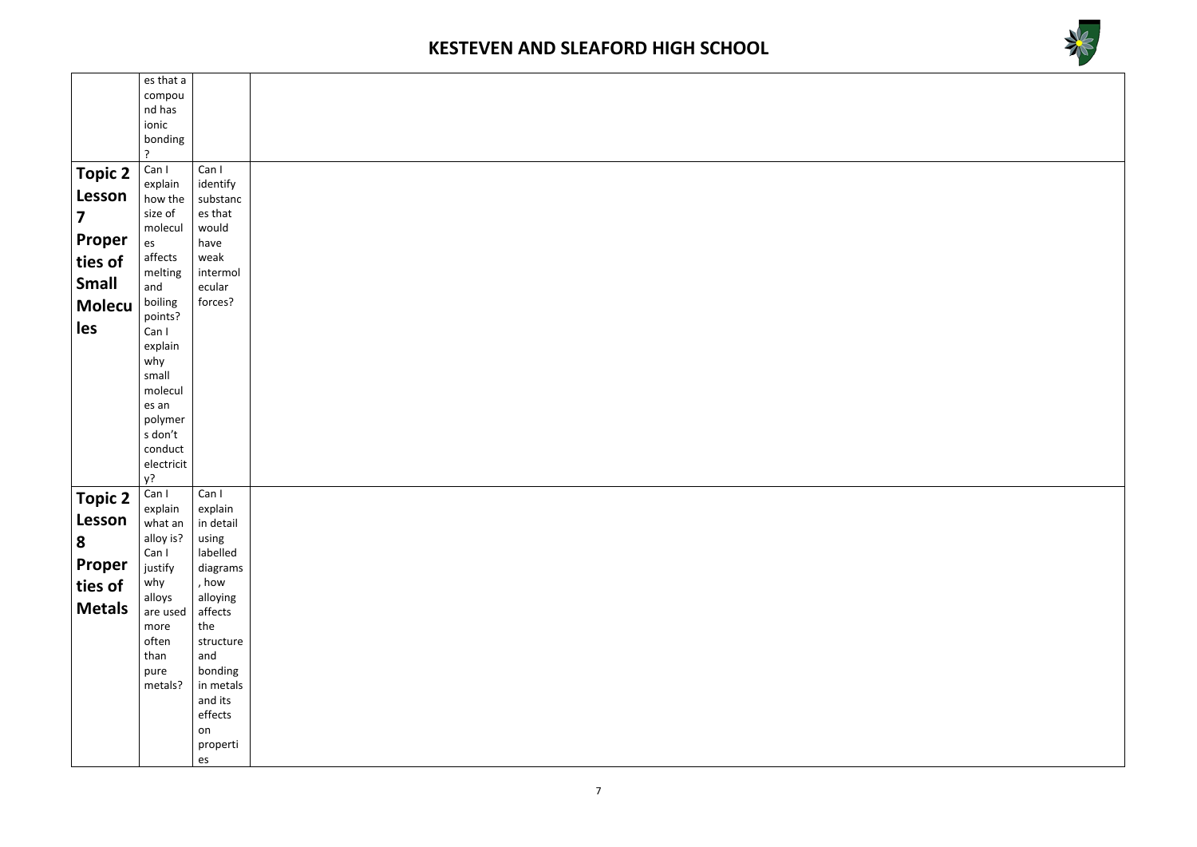| | | | |
|---|---|---|---|
| | es that a compound has ionic bonding? | | |
| **Topic 2 Lesson 7 Properties of Small Molecules** | Can I explain how the size of molecules affects melting and boiling points? Can I explain why small molecules an polymers don't conduct electricity? | Can I identify substances that would have weak intermolecular forces? | |
| **Topic 2 Lesson 8 Properties of Metals** | Can I explain what an alloy is? Can I justify why alloys are used more often than pure metals? | Can I explain in detail using labelled diagrams, how alloying affects the structure and bonding in metals and its effects on properties | |